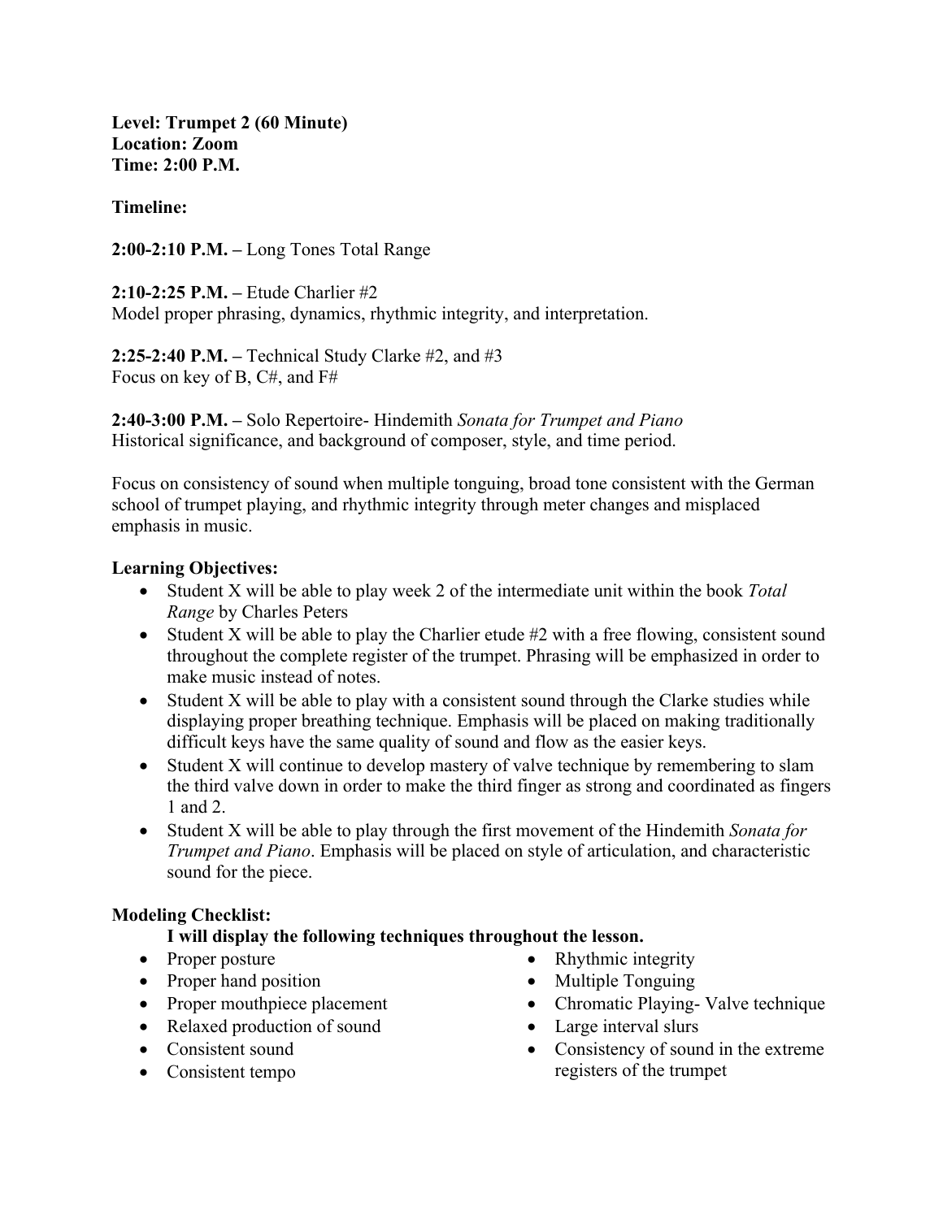**Level: Trumpet 2 (60 Minute)**
**Location: Zoom**
**Time: 2:00 P.M.**

**Timeline:**

**2:00-2:10 P.M. –** Long Tones Total Range

**2:10-2:25 P.M. –** Etude Charlier #2
Model proper phrasing, dynamics, rhythmic integrity, and interpretation.

**2:25-2:40 P.M. –** Technical Study Clarke #2, and #3
Focus on key of B, C#, and F#

**2:40-3:00 P.M. –** Solo Repertoire- Hindemith *Sonata for Trumpet and Piano*
Historical significance, and background of composer, style, and time period.

Focus on consistency of sound when multiple tonguing, broad tone consistent with the German school of trumpet playing, and rhythmic integrity through meter changes and misplaced emphasis in music.

**Learning Objectives:**

- Student X will be able to play week 2 of the intermediate unit within the book *Total Range* by Charles Peters
- Student X will be able to play the Charlier etude #2 with a free flowing, consistent sound throughout the complete register of the trumpet. Phrasing will be emphasized in order to make music instead of notes.
- Student X will be able to play with a consistent sound through the Clarke studies while displaying proper breathing technique. Emphasis will be placed on making traditionally difficult keys have the same quality of sound and flow as the easier keys.
- Student X will continue to develop mastery of valve technique by remembering to slam the third valve down in order to make the third finger as strong and coordinated as fingers 1 and 2.
- Student X will be able to play through the first movement of the Hindemith *Sonata for Trumpet and Piano*. Emphasis will be placed on style of articulation, and characteristic sound for the piece.

**Modeling Checklist:**

**I will display the following techniques throughout the lesson.**

- Proper posture
- Proper hand position
- Proper mouthpiece placement
- Relaxed production of sound
- Consistent sound
- Consistent tempo
- Rhythmic integrity
- Multiple Tonguing
- Chromatic Playing- Valve technique
- Large interval slurs
- Consistency of sound in the extreme registers of the trumpet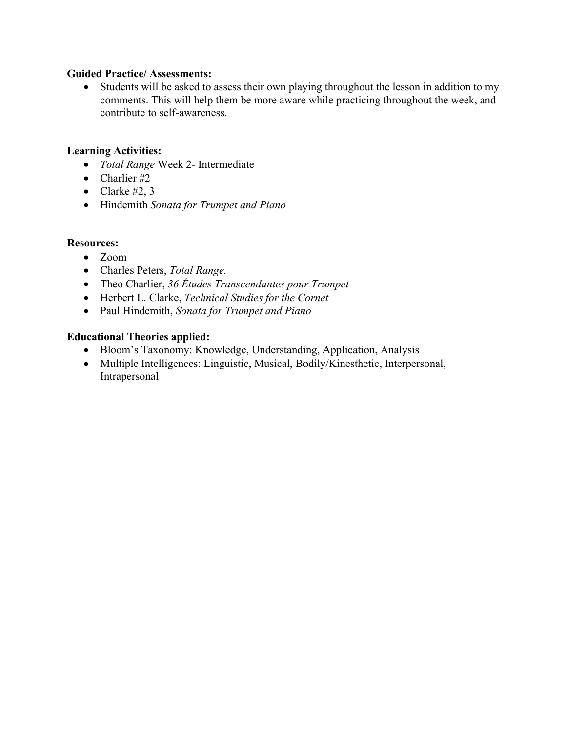**Guided Practice/ Assessments:**

- Students will be asked to assess their own playing throughout the lesson in addition to my comments. This will help them be more aware while practicing throughout the week, and contribute to self-awareness.

**Learning Activities:**

- *Total Range* Week 2- Intermediate
- Charlier #2
- Clarke #2, 3
- Hindemith *Sonata for Trumpet and Piano*

**Resources:**

- Zoom
- Charles Peters, *Total Range.*
- Theo Charlier, *36 Études Transcendantes pour Trumpet*
- Herbert L. Clarke, *Technical Studies for the Cornet*
- Paul Hindemith, *Sonata for Trumpet and Piano*

**Educational Theories applied:**

- Bloom's Taxonomy: Knowledge, Understanding, Application, Analysis
- Multiple Intelligences: Linguistic, Musical, Bodily/Kinesthetic, Interpersonal, Intrapersonal